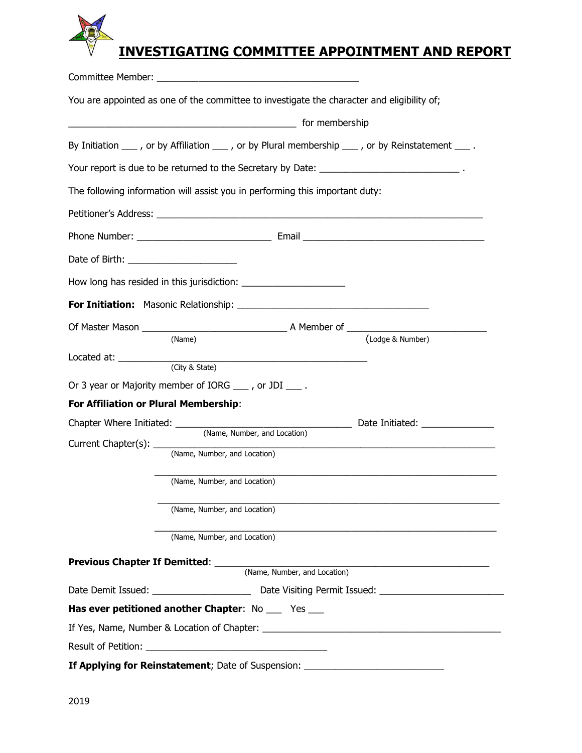# INVESTIGATING COMMITTEE APPOINTMENT AND REPORT

Committee Member: ______________________________________

You are appointed as one of the committee to investigate the character and eligibility of;

____________________________________________ for membership

By Initiation ___ , or by Affiliation ___ , or by Plural membership ___ , or by Reinstatement ___ .

Your report is due to be returned to the Secretary by Date: ___________________________ .

The following information will assist you in performing this important duty:

Petitioner's Address: _______________________________________________________________

Phone Number: __________________________ Email ___________________________________

Date of Birth: _____________________

How long has resided in this jurisdiction: ____________________

**For Initiation:** Masonic Relationship: _____________________________________

Of Master Mason ___________________________ A Member of ___________________________
(Name) (Lodge & Number)

Located at: ________________________________________________
(City & State)

Or 3 year or Majority member of IORG ___ , or JDI ___ .

**For Affiliation or Plural Membership**:

Chapter Where Initiated: _________________________________ Date Initiated: ______________
(Name, Number, and Location)

Current Chapter(s): _________________________________________________________________
(Name, Number, and Location)

_________________________________________________________________
(Name, Number, and Location)

_________________________________________________________________
(Name, Number, and Location)

_________________________________________________________________
(Name, Number, and Location)

**Previous Chapter If Demitted**: _____________________________________________________
(Name, Number, and Location)

Date Demit Issued: ___________________ Date Visiting Permit Issued: ________________________

**Has ever petitioned another Chapter**: No ___ Yes ___

If Yes, Name, Number & Location of Chapter: _____________________________________________

Result of Petition: ___________________________________

**If Applying for Reinstatement**; Date of Suspension: ___________________________

2019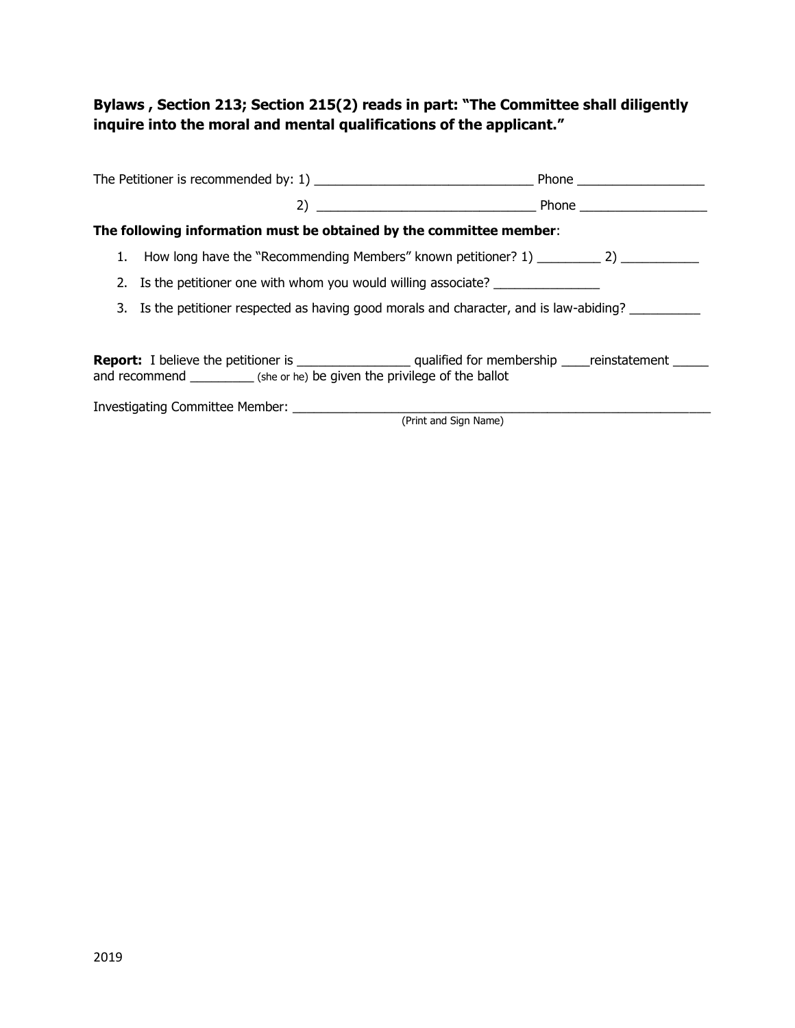**Bylaws , Section 213; Section 215(2) reads in part: "The Committee shall diligently inquire into the moral and mental qualifications of the applicant."**

The Petitioner is recommended by: 1) ______________________________ Phone _________________

2) ______________________________ Phone _________________

**The following information must be obtained by the committee member**:

1. How long have the "Recommending Members" known petitioner? 1) _________ 2) ___________
2. Is the petitioner one with whom you would willing associate? _______________
3. Is the petitioner respected as having good morals and character, and is law-abiding? __________

**Report:** I believe the petitioner is ________________ qualified for membership ____reinstatement _____ and recommend _________ (she or he) be given the privilege of the ballot

Investigating Committee Member: ____________________________________________________________
(Print and Sign Name)

2019